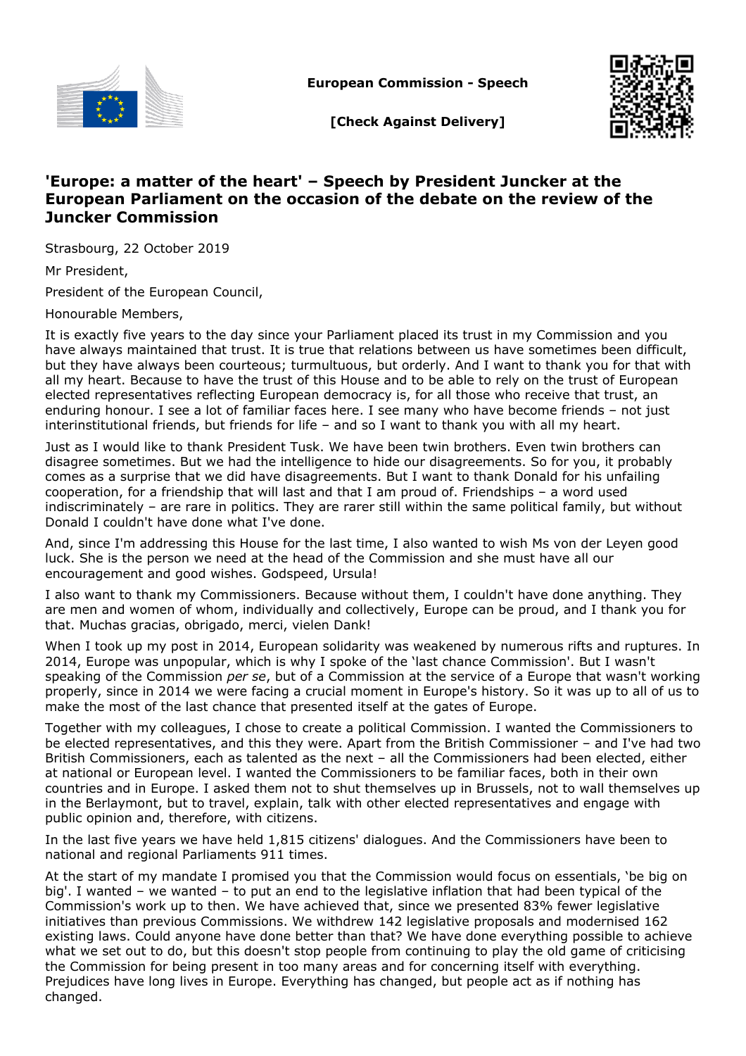**European Commission - Speech**

**[Check Against Delivery]**

# 'Europe: a matter of the heart' – Speech by President Juncker at the European Parliament on the occasion of the debate on the review of the Juncker Commission

Strasbourg, 22 October 2019

Mr President,

President of the European Council,

Honourable Members,

It is exactly five years to the day since your Parliament placed its trust in my Commission and you have always maintained that trust. It is true that relations between us have sometimes been difficult, but they have always been courteous; turmultuous, but orderly. And I want to thank you for that with all my heart. Because to have the trust of this House and to be able to rely on the trust of European elected representatives reflecting European democracy is, for all those who receive that trust, an enduring honour. I see a lot of familiar faces here. I see many who have become friends – not just interinstitutional friends, but friends for life – and so I want to thank you with all my heart.

Just as I would like to thank President Tusk. We have been twin brothers. Even twin brothers can disagree sometimes. But we had the intelligence to hide our disagreements. So for you, it probably comes as a surprise that we did have disagreements. But I want to thank Donald for his unfailing cooperation, for a friendship that will last and that I am proud of. Friendships – a word used indiscriminately – are rare in politics. They are rarer still within the same political family, but without Donald I couldn't have done what I've done.

And, since I'm addressing this House for the last time, I also wanted to wish Ms von der Leyen good luck. She is the person we need at the head of the Commission and she must have all our encouragement and good wishes. Godspeed, Ursula!

I also want to thank my Commissioners. Because without them, I couldn't have done anything. They are men and women of whom, individually and collectively, Europe can be proud, and I thank you for that. Muchas gracias, obrigado, merci, vielen Dank!

When I took up my post in 2014, European solidarity was weakened by numerous rifts and ruptures. In 2014, Europe was unpopular, which is why I spoke of the 'last chance Commission'. But I wasn't speaking of the Commission *per se*, but of a Commission at the service of a Europe that wasn't working properly, since in 2014 we were facing a crucial moment in Europe's history. So it was up to all of us to make the most of the last chance that presented itself at the gates of Europe.

Together with my colleagues, I chose to create a political Commission. I wanted the Commissioners to be elected representatives, and this they were. Apart from the British Commissioner – and I've had two British Commissioners, each as talented as the next – all the Commissioners had been elected, either at national or European level. I wanted the Commissioners to be familiar faces, both in their own countries and in Europe. I asked them not to shut themselves up in Brussels, not to wall themselves up in the Berlaymont, but to travel, explain, talk with other elected representatives and engage with public opinion and, therefore, with citizens.

In the last five years we have held 1,815 citizens' dialogues. And the Commissioners have been to national and regional Parliaments 911 times.

At the start of my mandate I promised you that the Commission would focus on essentials, 'be big on big'. I wanted – we wanted – to put an end to the legislative inflation that had been typical of the Commission's work up to then. We have achieved that, since we presented 83% fewer legislative initiatives than previous Commissions. We withdrew 142 legislative proposals and modernised 162 existing laws. Could anyone have done better than that? We have done everything possible to achieve what we set out to do, but this doesn't stop people from continuing to play the old game of criticising the Commission for being present in too many areas and for concerning itself with everything. Prejudices have long lives in Europe. Everything has changed, but people act as if nothing has changed.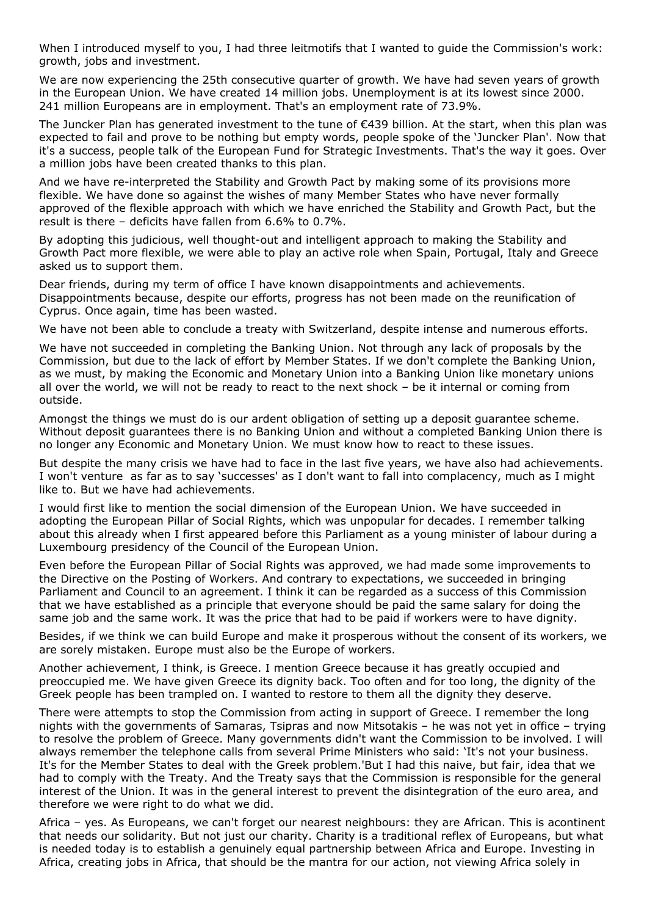When I introduced myself to you, I had three leitmotifs that I wanted to guide the Commission's work: growth, jobs and investment.

We are now experiencing the 25th consecutive quarter of growth. We have had seven years of growth in the European Union. We have created 14 million jobs. Unemployment is at its lowest since 2000. 241 million Europeans are in employment. That's an employment rate of 73.9%.

The Juncker Plan has generated investment to the tune of €439 billion. At the start, when this plan was expected to fail and prove to be nothing but empty words, people spoke of the 'Juncker Plan'. Now that it's a success, people talk of the European Fund for Strategic Investments. That's the way it goes. Over a million jobs have been created thanks to this plan.

And we have re-interpreted the Stability and Growth Pact by making some of its provisions more flexible. We have done so against the wishes of many Member States who have never formally approved of the flexible approach with which we have enriched the Stability and Growth Pact, but the result is there – deficits have fallen from 6.6% to 0.7%.

By adopting this judicious, well thought-out and intelligent approach to making the Stability and Growth Pact more flexible, we were able to play an active role when Spain, Portugal, Italy and Greece asked us to support them.

Dear friends, during my term of office I have known disappointments and achievements. Disappointments because, despite our efforts, progress has not been made on the reunification of Cyprus. Once again, time has been wasted.

We have not been able to conclude a treaty with Switzerland, despite intense and numerous efforts.

We have not succeeded in completing the Banking Union. Not through any lack of proposals by the Commission, but due to the lack of effort by Member States. If we don't complete the Banking Union, as we must, by making the Economic and Monetary Union into a Banking Union like monetary unions all over the world, we will not be ready to react to the next shock – be it internal or coming from outside.

Amongst the things we must do is our ardent obligation of setting up a deposit guarantee scheme. Without deposit guarantees there is no Banking Union and without a completed Banking Union there is no longer any Economic and Monetary Union. We must know how to react to these issues.

But despite the many crisis we have had to face in the last five years, we have also had achievements. I won't venture as far as to say 'successes' as I don't want to fall into complacency, much as I might like to. But we have had achievements.

I would first like to mention the social dimension of the European Union. We have succeeded in adopting the European Pillar of Social Rights, which was unpopular for decades. I remember talking about this already when I first appeared before this Parliament as a young minister of labour during a Luxembourg presidency of the Council of the European Union.

Even before the European Pillar of Social Rights was approved, we had made some improvements to the Directive on the Posting of Workers. And contrary to expectations, we succeeded in bringing Parliament and Council to an agreement. I think it can be regarded as a success of this Commission that we have established as a principle that everyone should be paid the same salary for doing the same job and the same work. It was the price that had to be paid if workers were to have dignity.

Besides, if we think we can build Europe and make it prosperous without the consent of its workers, we are sorely mistaken. Europe must also be the Europe of workers.

Another achievement, I think, is Greece. I mention Greece because it has greatly occupied and preoccupied me. We have given Greece its dignity back. Too often and for too long, the dignity of the Greek people has been trampled on. I wanted to restore to them all the dignity they deserve.

There were attempts to stop the Commission from acting in support of Greece. I remember the long nights with the governments of Samaras, Tsipras and now Mitsotakis – he was not yet in office – trying to resolve the problem of Greece. Many governments didn't want the Commission to be involved. I will always remember the telephone calls from several Prime Ministers who said: 'It's not your business. It's for the Member States to deal with the Greek problem.'But I had this naive, but fair, idea that we had to comply with the Treaty. And the Treaty says that the Commission is responsible for the general interest of the Union. It was in the general interest to prevent the disintegration of the euro area, and therefore we were right to do what we did.

Africa – yes. As Europeans, we can't forget our nearest neighbours: they are African. This is acontinent that needs our solidarity. But not just our charity. Charity is a traditional reflex of Europeans, but what is needed today is to establish a genuinely equal partnership between Africa and Europe. Investing in Africa, creating jobs in Africa, that should be the mantra for our action, not viewing Africa solely in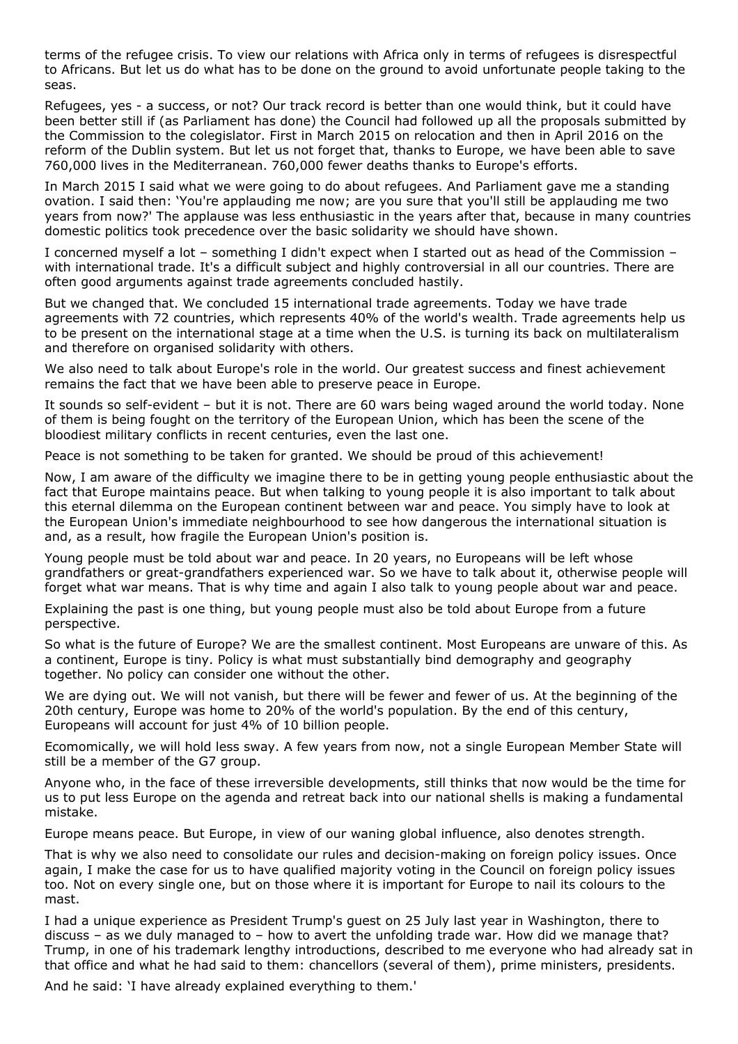terms of the refugee crisis. To view our relations with Africa only in terms of refugees is disrespectful to Africans. But let us do what has to be done on the ground to avoid unfortunate people taking to the seas.

Refugees, yes - a success, or not? Our track record is better than one would think, but it could have been better still if (as Parliament has done) the Council had followed up all the proposals submitted by the Commission to the colegislator. First in March 2015 on relocation and then in April 2016 on the reform of the Dublin system. But let us not forget that, thanks to Europe, we have been able to save 760,000 lives in the Mediterranean. 760,000 fewer deaths thanks to Europe's efforts.

In March 2015 I said what we were going to do about refugees. And Parliament gave me a standing ovation. I said then: 'You're applauding me now; are you sure that you'll still be applauding me two years from now?' The applause was less enthusiastic in the years after that, because in many countries domestic politics took precedence over the basic solidarity we should have shown.

I concerned myself a lot – something I didn't expect when I started out as head of the Commission – with international trade. It's a difficult subject and highly controversial in all our countries. There are often good arguments against trade agreements concluded hastily.

But we changed that. We concluded 15 international trade agreements. Today we have trade agreements with 72 countries, which represents 40% of the world's wealth. Trade agreements help us to be present on the international stage at a time when the U.S. is turning its back on multilateralism and therefore on organised solidarity with others.

We also need to talk about Europe's role in the world. Our greatest success and finest achievement remains the fact that we have been able to preserve peace in Europe.

It sounds so self-evident – but it is not. There are 60 wars being waged around the world today. None of them is being fought on the territory of the European Union, which has been the scene of the bloodiest military conflicts in recent centuries, even the last one.

Peace is not something to be taken for granted. We should be proud of this achievement!

Now, I am aware of the difficulty we imagine there to be in getting young people enthusiastic about the fact that Europe maintains peace. But when talking to young people it is also important to talk about this eternal dilemma on the European continent between war and peace. You simply have to look at the European Union's immediate neighbourhood to see how dangerous the international situation is and, as a result, how fragile the European Union's position is.

Young people must be told about war and peace. In 20 years, no Europeans will be left whose grandfathers or great-grandfathers experienced war. So we have to talk about it, otherwise people will forget what war means. That is why time and again I also talk to young people about war and peace.

Explaining the past is one thing, but young people must also be told about Europe from a future perspective.

So what is the future of Europe? We are the smallest continent. Most Europeans are unware of this. As a continent, Europe is tiny. Policy is what must substantially bind demography and geography together. No policy can consider one without the other.

We are dying out. We will not vanish, but there will be fewer and fewer of us. At the beginning of the 20th century, Europe was home to 20% of the world's population. By the end of this century, Europeans will account for just 4% of 10 billion people.

Ecomomically, we will hold less sway. A few years from now, not a single European Member State will still be a member of the G7 group.

Anyone who, in the face of these irreversible developments, still thinks that now would be the time for us to put less Europe on the agenda and retreat back into our national shells is making a fundamental mistake.

Europe means peace. But Europe, in view of our waning global influence, also denotes strength.

That is why we also need to consolidate our rules and decision-making on foreign policy issues. Once again, I make the case for us to have qualified majority voting in the Council on foreign policy issues too. Not on every single one, but on those where it is important for Europe to nail its colours to the mast.

I had a unique experience as President Trump's guest on 25 July last year in Washington, there to discuss – as we duly managed to – how to avert the unfolding trade war. How did we manage that? Trump, in one of his trademark lengthy introductions, described to me everyone who had already sat in that office and what he had said to them: chancellors (several of them), prime ministers, presidents.

And he said: 'I have already explained everything to them.'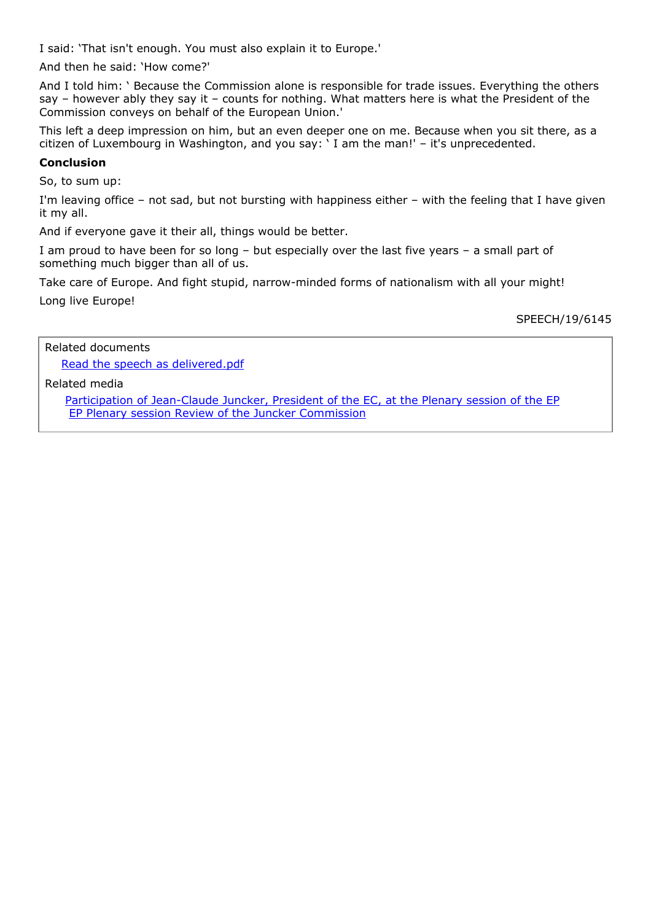I said: 'That isn't enough. You must also explain it to Europe.'

And then he said: 'How come?'

And I told him: ' Because the Commission alone is responsible for trade issues. Everything the others say – however ably they say it – counts for nothing. What matters here is what the President of the Commission conveys on behalf of the European Union.'

This left a deep impression on him, but an even deeper one on me. Because when you sit there, as a citizen of Luxembourg in Washington, and you say: ' I am the man!' – it's unprecedented.

**Conclusion**

So, to sum up:

I'm leaving office – not sad, but not bursting with happiness either – with the feeling that I have given it my all.

And if everyone gave it their all, things would be better.

I am proud to have been for so long – but especially over the last five years – a small part of something much bigger than all of us.

Take care of Europe. And fight stupid, narrow-minded forms of nationalism with all your might!

Long live Europe!

SPEECH/19/6145

Related documents

Read the speech as delivered.pdf

Related media

Participation of Jean-Claude Juncker, President of the EC, at the Plenary session of the EP

EP Plenary session Review of the Juncker Commission